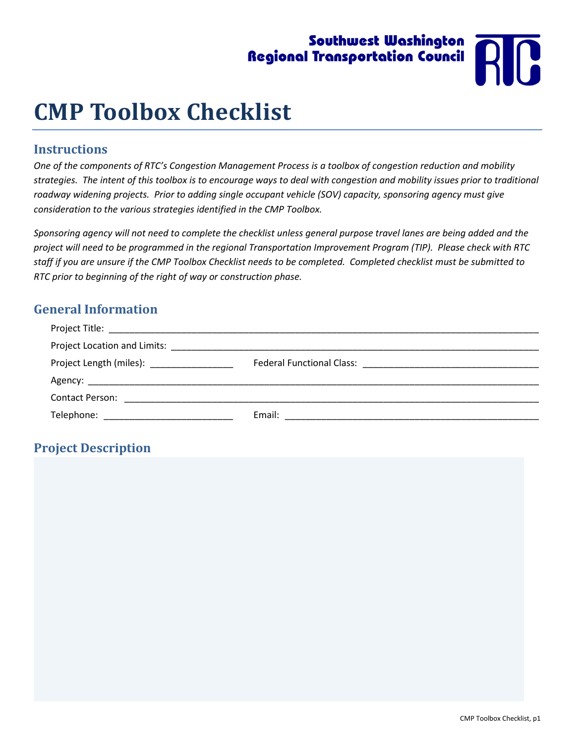Southwest Washington
Regional Transportation Council

# CMP Toolbox Checklist

## Instructions

*One of the components of RTC's Congestion Management Process is a toolbox of congestion reduction and mobility strategies. The intent of this toolbox is to encourage ways to deal with congestion and mobility issues prior to traditional roadway widening projects. Prior to adding single occupant vehicle (SOV) capacity, sponsoring agency must give consideration to the various strategies identified in the CMP Toolbox.*

*Sponsoring agency will not need to complete the checklist unless general purpose travel lanes are being added and the project will need to be programmed in the regional Transportation Improvement Program (TIP). Please check with RTC staff if you are unsure if the CMP Toolbox Checklist needs to be completed. Completed checklist must be submitted to RTC prior to beginning of the right of way or construction phase.*

## General Information

Project Title: ______________________________________________

Project Location and Limits: ______________________________________________

Project Length (miles): ________________ Federal Functional Class: ________________

Agency: ______________________________________________

Contact Person: ______________________________________________

Telephone: ________________ Email: ________________

## Project Description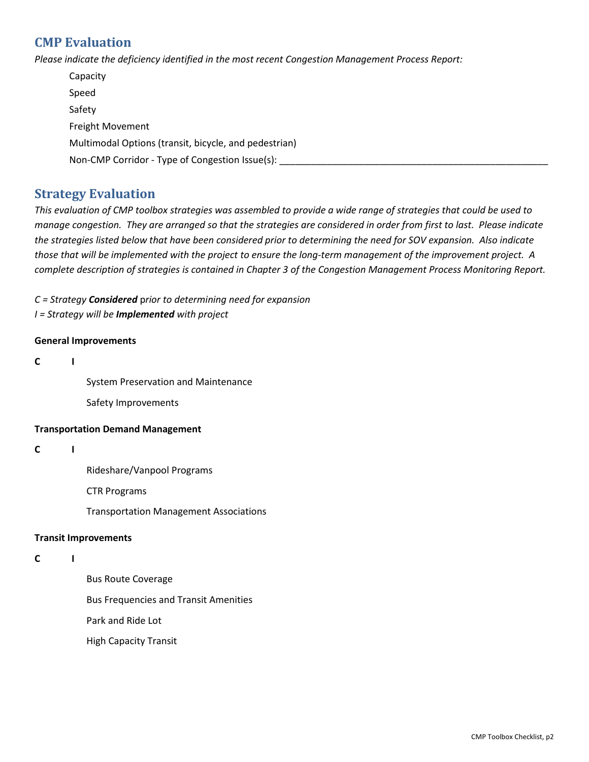## CMP Evaluation

*Please indicate the deficiency identified in the most recent Congestion Management Process Report:*

- Capacity
- Speed
- Safety
- Freight Movement
- Multimodal Options (transit, bicycle, and pedestrian)
- Non-CMP Corridor - Type of Congestion Issue(s): ________________________________________________

## Strategy Evaluation

*This evaluation of CMP toolbox strategies was assembled to provide a wide range of strategies that could be used to manage congestion. They are arranged so that the strategies are considered in order from first to last. Please indicate the strategies listed below that have been considered prior to determining the need for SOV expansion. Also indicate those that will be implemented with the project to ensure the long-term management of the improvement project. A complete description of strategies is contained in Chapter 3 of the Congestion Management Process Monitoring Report.*

*C = Strategy* ***Considered*** *prior to determining need for expansion*
*I = Strategy will be* ***Implemented*** *with project*

**General Improvements**

| C | I | |
|---|---|---|
| | | System Preservation and Maintenance |
| | | Safety Improvements |

**Transportation Demand Management**

| C | I | |
|---|---|---|
| | | Rideshare/Vanpool Programs |
| | | CTR Programs |
| | | Transportation Management Associations |

**Transit Improvements**

| C | I | |
|---|---|---|
| | | Bus Route Coverage |
| | | Bus Frequencies and Transit Amenities |
| | | Park and Ride Lot |
| | | High Capacity Transit |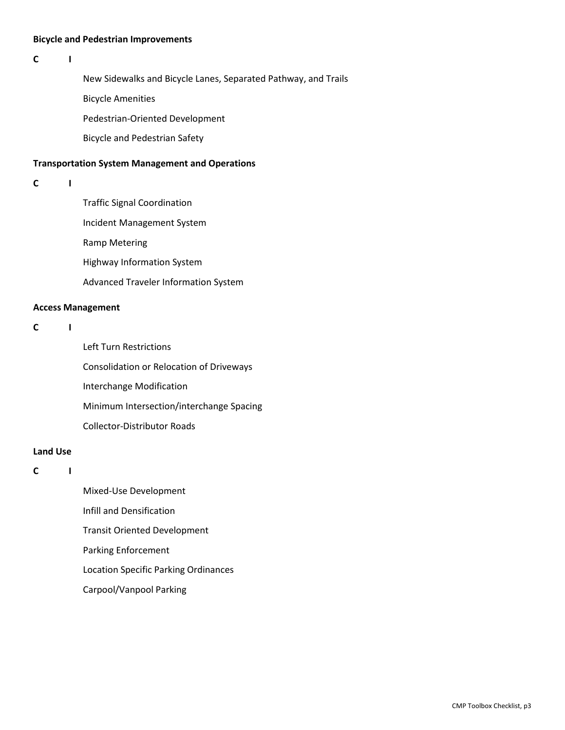**Bicycle and Pedestrian Improvements**

**C I**

New Sidewalks and Bicycle Lanes, Separated Pathway, and Trails

Bicycle Amenities

Pedestrian-Oriented Development

Bicycle and Pedestrian Safety

**Transportation System Management and Operations**

**C I**

Traffic Signal Coordination

Incident Management System

Ramp Metering

Highway Information System

Advanced Traveler Information System

**Access Management**

**C I**

Left Turn Restrictions

Consolidation or Relocation of Driveways

Interchange Modification

Minimum Intersection/interchange Spacing

Collector-Distributor Roads

**Land Use**

**C I**

Mixed-Use Development

Infill and Densification

Transit Oriented Development

Parking Enforcement

Location Specific Parking Ordinances

Carpool/Vanpool Parking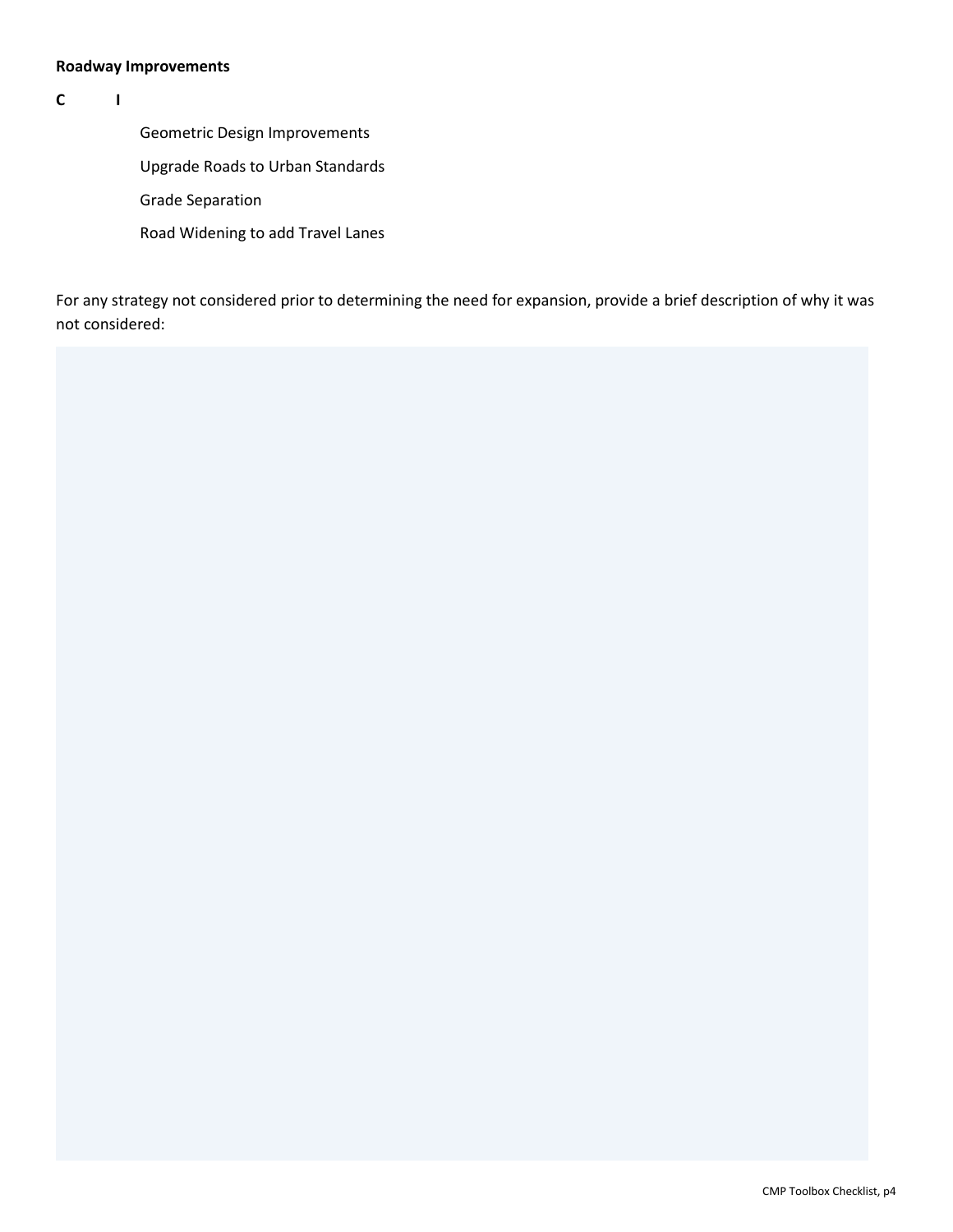**Roadway Improvements**

| C | I | |
|---|---|---|
| | | Geometric Design Improvements |
| | | Upgrade Roads to Urban Standards |
| | | Grade Separation |
| | | Road Widening to add Travel Lanes |

For any strategy not considered prior to determining the need for expansion, provide a brief description of why it was not considered: